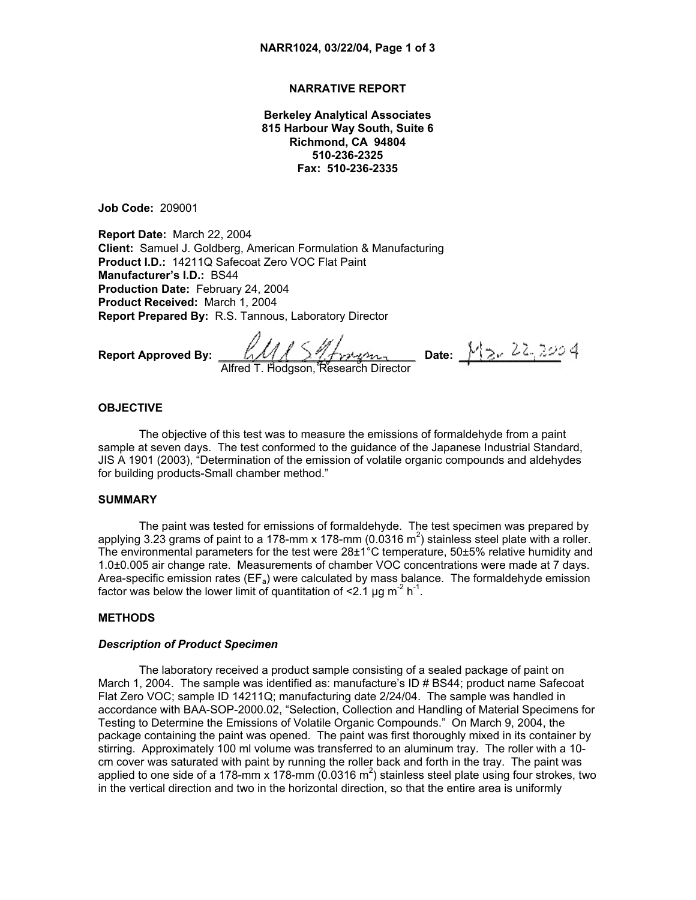# NARRATIVE REPORT

**Berkeley Analytical Associates**
**815 Harbour Way South, Suite 6**
**Richmond, CA 94804**
**510-236-2325**
**Fax: 510-236-2335**

**Job Code:** 209001

**Report Date:** March 22, 2004
**Client:** Samuel J. Goldberg, American Formulation & Manufacturing
**Product I.D.:** 14211Q Safecoat Zero VOC Flat Paint
**Manufacturer's I.D.:** BS44
**Production Date:** February 24, 2004
**Product Received:** March 1, 2004
**Report Prepared By:** R.S. Tannous, Laboratory Director

**Report Approved By:** ____________________ **Date:** Mar. 22, 2004
Alfred T. Hodgson, Research Director

## OBJECTIVE

The objective of this test was to measure the emissions of formaldehyde from a paint sample at seven days. The test conformed to the guidance of the Japanese Industrial Standard, JIS A 1901 (2003), "Determination of the emission of volatile organic compounds and aldehydes for building products-Small chamber method."

## SUMMARY

The paint was tested for emissions of formaldehyde. The test specimen was prepared by applying 3.23 grams of paint to a 178-mm x 178-mm (0.0316 $m^2$) stainless steel plate with a roller. The environmental parameters for the test were 28±1°C temperature, 50±5% relative humidity and 1.0±0.005 air change rate. Measurements of chamber VOC concentrations were made at 7 days. Area-specific emission rates ($EF_a$) were calculated by mass balance. The formaldehyde emission factor was below the lower limit of quantitation of <2.1 µg $m^{-2}$ $h^{-1}$.

## METHODS

### *Description of Product Specimen*

The laboratory received a product sample consisting of a sealed package of paint on March 1, 2004. The sample was identified as: manufacture's ID # BS44; product name Safecoat Flat Zero VOC; sample ID 14211Q; manufacturing date 2/24/04. The sample was handled in accordance with BAA-SOP-2000.02, "Selection, Collection and Handling of Material Specimens for Testing to Determine the Emissions of Volatile Organic Compounds." On March 9, 2004, the package containing the paint was opened. The paint was first thoroughly mixed in its container by stirring. Approximately 100 ml volume was transferred to an aluminum tray. The roller with a 10-cm cover was saturated with paint by running the roller back and forth in the tray. The paint was applied to one side of a 178-mm x 178-mm (0.0316 $m^2$) stainless steel plate using four strokes, two in the vertical direction and two in the horizontal direction, so that the entire area is uniformly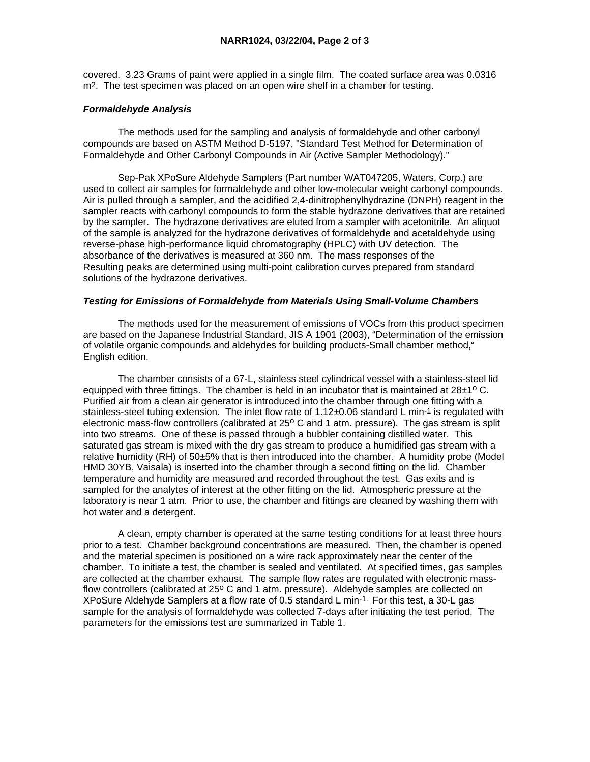covered. 3.23 Grams of paint were applied in a single film. The coated surface area was 0.0316 $m^2$. The test specimen was placed on an open wire shelf in a chamber for testing.

***Formaldehyde Analysis***

The methods used for the sampling and analysis of formaldehyde and other carbonyl compounds are based on ASTM Method D-5197, "Standard Test Method for Determination of Formaldehyde and Other Carbonyl Compounds in Air (Active Sampler Methodology)."

Sep-Pak XPoSure Aldehyde Samplers (Part number WAT047205, Waters, Corp.) are used to collect air samples for formaldehyde and other low-molecular weight carbonyl compounds. Air is pulled through a sampler, and the acidified 2,4-dinitrophenylhydrazine (DNPH) reagent in the sampler reacts with carbonyl compounds to form the stable hydrazone derivatives that are retained by the sampler. The hydrazone derivatives are eluted from a sampler with acetonitrile. An aliquot of the sample is analyzed for the hydrazone derivatives of formaldehyde and acetaldehyde using reverse-phase high-performance liquid chromatography (HPLC) with UV detection. The absorbance of the derivatives is measured at 360 nm. The mass responses of the Resulting peaks are determined using multi-point calibration curves prepared from standard solutions of the hydrazone derivatives.

***Testing for Emissions of Formaldehyde from Materials Using Small-Volume Chambers***

The methods used for the measurement of emissions of VOCs from this product specimen are based on the Japanese Industrial Standard, JIS A 1901 (2003), "Determination of the emission of volatile organic compounds and aldehydes for building products-Small chamber method," English edition.

The chamber consists of a 67-L, stainless steel cylindrical vessel with a stainless-steel lid equipped with three fittings. The chamber is held in an incubator that is maintained at 28±1º C. Purified air from a clean air generator is introduced into the chamber through one fitting with a stainless-steel tubing extension. The inlet flow rate of 1.12±0.06 standard L $min^{-1}$ is regulated with electronic mass-flow controllers (calibrated at 25º C and 1 atm. pressure). The gas stream is split into two streams. One of these is passed through a bubbler containing distilled water. This saturated gas stream is mixed with the dry gas stream to produce a humidified gas stream with a relative humidity (RH) of 50±5% that is then introduced into the chamber. A humidity probe (Model HMD 30YB, Vaisala) is inserted into the chamber through a second fitting on the lid. Chamber temperature and humidity are measured and recorded throughout the test. Gas exits and is sampled for the analytes of interest at the other fitting on the lid. Atmospheric pressure at the laboratory is near 1 atm. Prior to use, the chamber and fittings are cleaned by washing them with hot water and a detergent.

A clean, empty chamber is operated at the same testing conditions for at least three hours prior to a test. Chamber background concentrations are measured. Then, the chamber is opened and the material specimen is positioned on a wire rack approximately near the center of the chamber. To initiate a test, the chamber is sealed and ventilated. At specified times, gas samples are collected at the chamber exhaust. The sample flow rates are regulated with electronic mass-flow controllers (calibrated at 25º C and 1 atm. pressure). Aldehyde samples are collected on XPoSure Aldehyde Samplers at a flow rate of 0.5 standard L $min^{-1}$. For this test, a 30-L gas sample for the analysis of formaldehyde was collected 7-days after initiating the test period. The parameters for the emissions test are summarized in Table 1.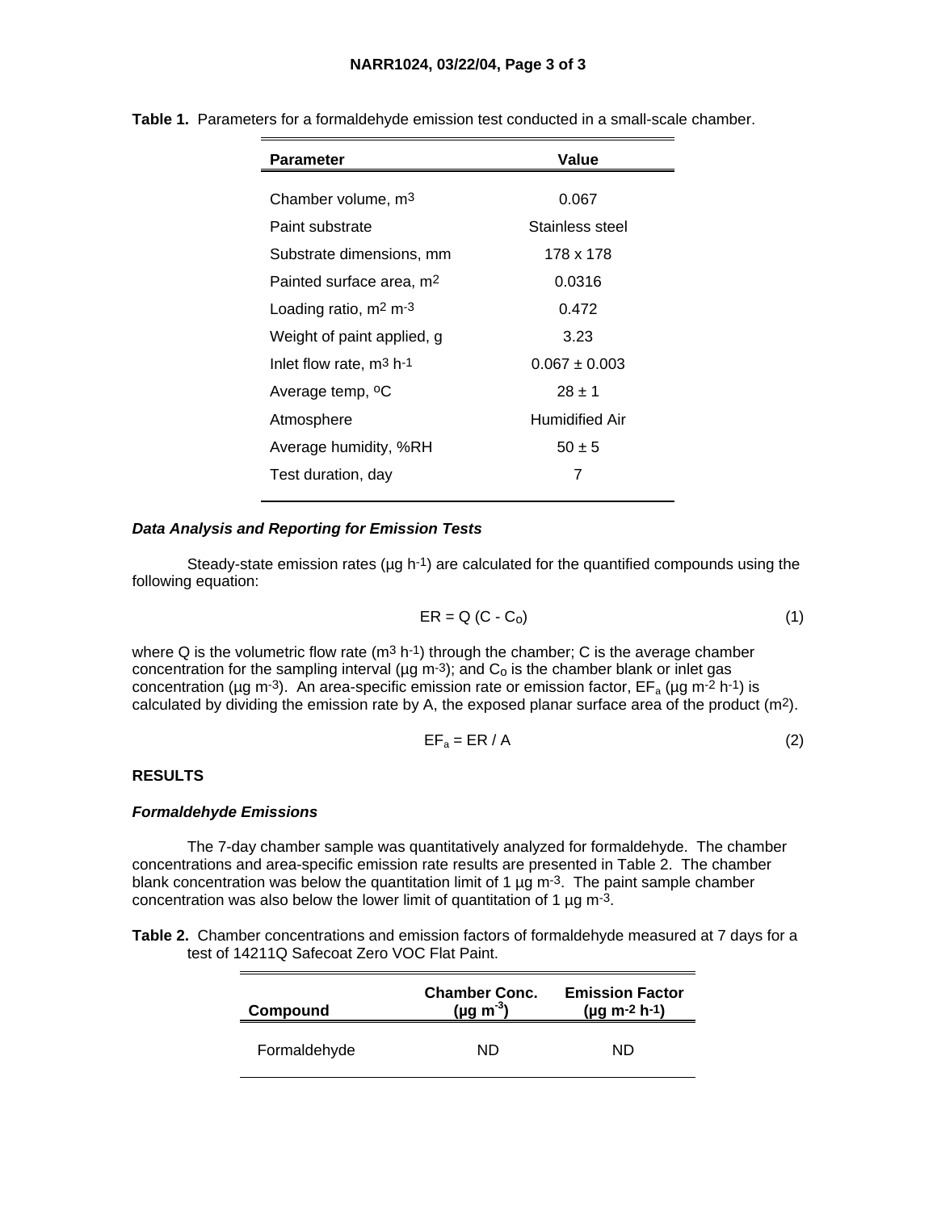**Table 1.** Parameters for a formaldehyde emission test conducted in a small-scale chamber.

| Parameter | Value |
|---|---|
| Chamber volume, $m^3$ | 0.067 |
| Paint substrate | Stainless steel |
| Substrate dimensions, mm | 178 x 178 |
| Painted surface area, $m^2$ | 0.0316 |
| Loading ratio, $m^2$ $m^{-3}$ | 0.472 |
| Weight of paint applied, g | 3.23 |
| Inlet flow rate, $m^3$ $h^{-1}$ | 0.067 ± 0.003 |
| Average temp, ºC | 28 ± 1 |
| Atmosphere | Humidified Air |
| Average humidity, %RH | 50 ± 5 |
| Test duration, day | 7 |

### *Data Analysis and Reporting for Emission Tests*

Steady-state emission rates (µg $h^{-1}$) are calculated for the quantified compounds using the following equation:

$$ER = Q\,(C - C_o) \tag{1}$$

where Q is the volumetric flow rate ($m^3$ $h^{-1}$) through the chamber; C is the average chamber concentration for the sampling interval (µg $m^{-3}$); and $C_o$ is the chamber blank or inlet gas concentration (µg $m^{-3}$). An area-specific emission rate or emission factor, $EF_a$ (µg $m^{-2}$ $h^{-1}$) is calculated by dividing the emission rate by A, the exposed planar surface area of the product ($m^2$).

$$EF_a = ER / A \tag{2}$$

## RESULTS

### *Formaldehyde Emissions*

The 7-day chamber sample was quantitatively analyzed for formaldehyde. The chamber concentrations and area-specific emission rate results are presented in Table 2. The chamber blank concentration was below the quantitation limit of 1 µg $m^{-3}$. The paint sample chamber concentration was also below the lower limit of quantitation of 1 µg $m^{-3}$.

**Table 2.** Chamber concentrations and emission factors of formaldehyde measured at 7 days for a test of 14211Q Safecoat Zero VOC Flat Paint.

| Compound | Chamber Conc. (µg $m^{-3}$) | Emission Factor (µg $m^{-2}$ $h^{-1}$) |
|---|---|---|
| Formaldehyde | ND | ND |